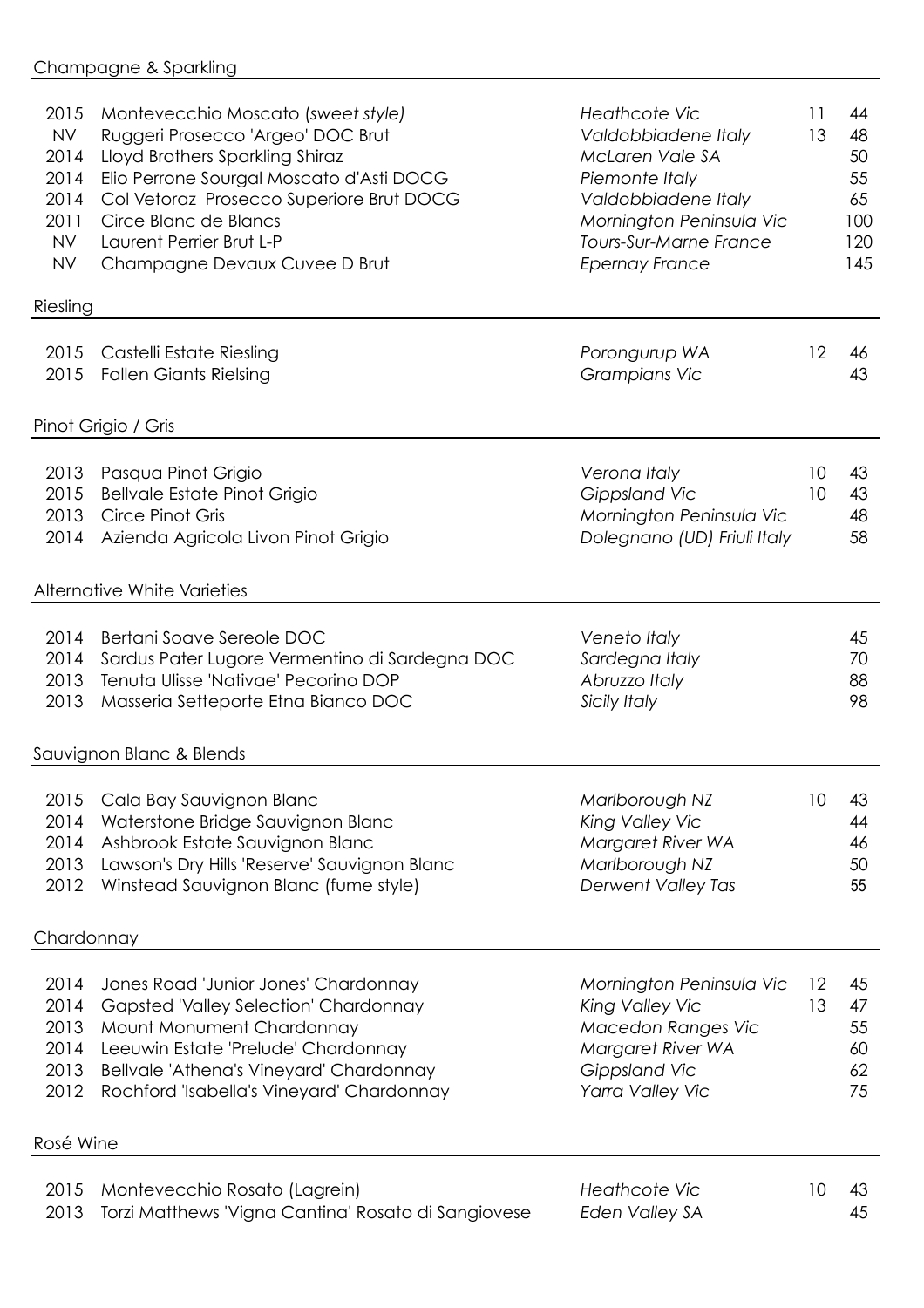## Champagne & Sparkling

| Year | Wine | Region | Glass | Bottle |
|---|---|---|---|---|
| 2015 | Montevecchio Moscato (*sweet style)* | *Heathcote Vic* | 11 | 44 |
| NV | Ruggeri Prosecco 'Argeo' DOC Brut | *Valdobbiadene Italy* | 13 | 48 |
| 2014 | Lloyd Brothers Sparkling Shiraz | *McLaren Vale SA* | | 50 |
| 2014 | Elio Perrone Sourgal Moscato d'Asti DOCG | *Piemonte Italy* | | 55 |
| 2014 | Col Vetoraz Prosecco Superiore Brut DOCG | *Valdobbiadene Italy* | | 65 |
| 2011 | Circe Blanc de Blancs | *Mornington Peninsula Vic* | | 100 |
| NV | Laurent Perrier Brut L-P | *Tours-Sur-Marne France* | | 120 |
| NV | Champagne Devaux Cuvee D Brut | *Epernay France* | | 145 |

## Riesling

| Year | Wine | Region | Glass | Bottle |
|---|---|---|---|---|
| 2015 | Castelli Estate Riesling | *Porongurup WA* | 12 | 46 |
| 2015 | Fallen Giants Rielsing | *Grampians Vic* | | 43 |

## Pinot Grigio / Gris

| Year | Wine | Region | Glass | Bottle |
|---|---|---|---|---|
| 2013 | Pasqua Pinot Grigio | *Verona Italy* | 10 | 43 |
| 2015 | Bellvale Estate Pinot Grigio | *Gippsland Vic* | 10 | 43 |
| 2013 | Circe Pinot Gris | *Mornington Peninsula Vic* | | 48 |
| 2014 | Azienda Agricola Livon Pinot Grigio | *Dolegnano (UD) Friuli Italy* | | 58 |

## Alternative White Varieties

| Year | Wine | Region | Glass | Bottle |
|---|---|---|---|---|
| 2014 | Bertani Soave Sereole DOC | *Veneto Italy* | | 45 |
| 2014 | Sardus Pater Lugore Vermentino di Sardegna DOC | *Sardegna Italy* | | 70 |
| 2013 | Tenuta Ulisse 'Nativae' Pecorino DOP | *Abruzzo Italy* | | 88 |
| 2013 | Masseria Setteporte Etna Bianco DOC | *Sicily Italy* | | 98 |

## Sauvignon Blanc & Blends

| Year | Wine | Region | Glass | Bottle |
|---|---|---|---|---|
| 2015 | Cala Bay Sauvignon Blanc | *Marlborough NZ* | 10 | 43 |
| 2014 | Waterstone Bridge Sauvignon Blanc | *King Valley Vic* | | 44 |
| 2014 | Ashbrook Estate Sauvignon Blanc | *Margaret River WA* | | 46 |
| 2013 | Lawson's Dry Hills 'Reserve' Sauvignon Blanc | *Marlborough NZ* | | 50 |
| 2012 | Winstead Sauvignon Blanc (fume style) | *Derwent Valley Tas* | | 55 |

## Chardonnay

| Year | Wine | Region | Glass | Bottle |
|---|---|---|---|---|
| 2014 | Jones Road 'Junior Jones' Chardonnay | *Mornington Peninsula Vic* | 12 | 45 |
| 2014 | Gapsted 'Valley Selection' Chardonnay | *King Valley Vic* | 13 | 47 |
| 2013 | Mount Monument Chardonnay | *Macedon Ranges Vic* | | 55 |
| 2014 | Leeuwin Estate 'Prelude' Chardonnay | *Margaret River WA* | | 60 |
| 2013 | Bellvale 'Athena's Vineyard' Chardonnay | *Gippsland Vic* | | 62 |
| 2012 | Rochford 'Isabella's Vineyard' Chardonnay | *Yarra Valley Vic* | | 75 |

## Rosé Wine

| Year | Wine | Region | Glass | Bottle |
|---|---|---|---|---|
| 2015 | Montevecchio Rosato (Lagrein) | *Heathcote Vic* | 10 | 43 |
| 2013 | Torzi Matthews 'Vigna Cantina' Rosato di Sangiovese | *Eden Valley SA* | | 45 |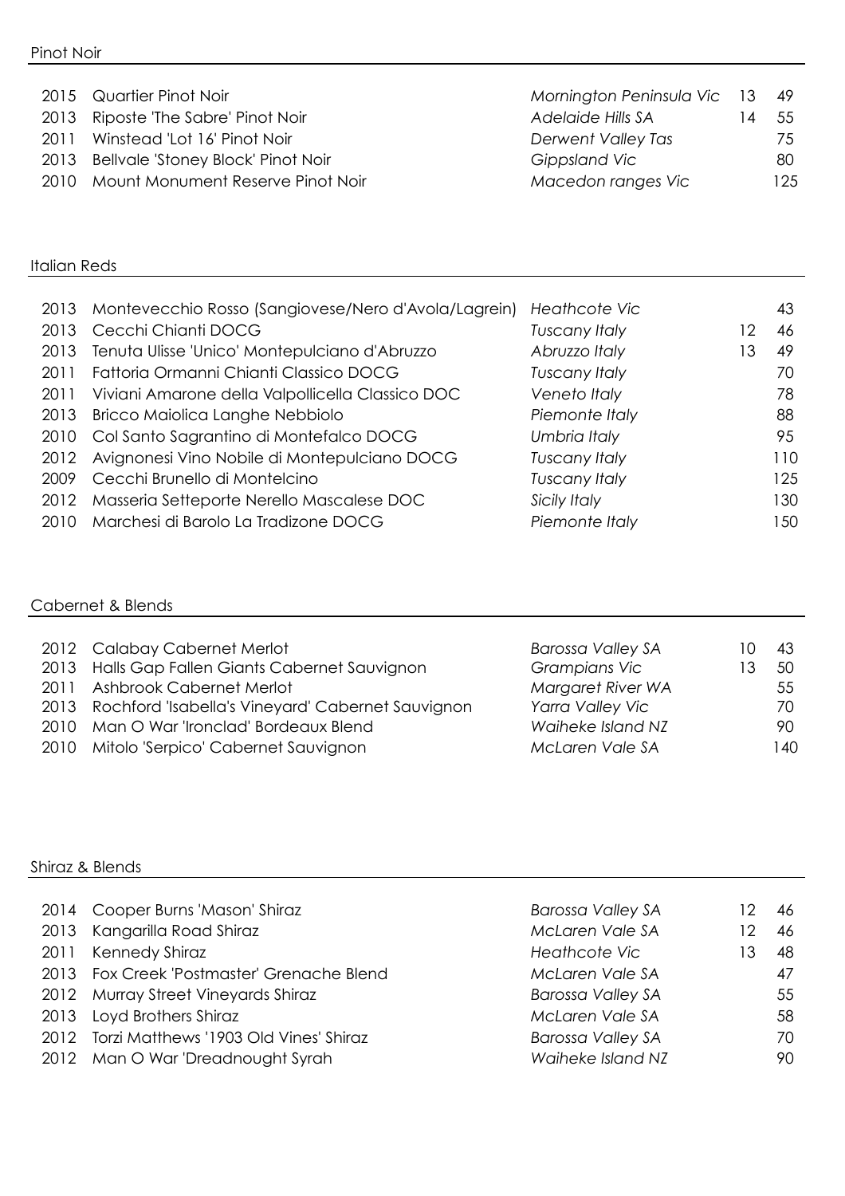## Pinot Noir

| Vintage | Wine | Region | Glass | Bottle |
|---|---|---|---|---|
| 2015 | Quartier Pinot Noir | *Mornington Peninsula Vic* | 13 | 49 |
| 2013 | Riposte 'The Sabre' Pinot Noir | *Adelaide Hills SA* | 14 | 55 |
| 2011 | Winstead 'Lot 16' Pinot Noir | *Derwent Valley Tas* | | 75 |
| 2013 | Bellvale 'Stoney Block' Pinot Noir | *Gippsland Vic* | | 80 |
| 2010 | Mount Monument Reserve Pinot Noir | *Macedon ranges Vic* | | 125 |

## Italian Reds

| Vintage | Wine | Region | Glass | Bottle |
|---|---|---|---|---|
| 2013 | Montevecchio Rosso (Sangiovese/Nero d'Avola/Lagrein) | *Heathcote Vic* | | 43 |
| 2013 | Cecchi Chianti DOCG | *Tuscany Italy* | 12 | 46 |
| 2013 | Tenuta Ulisse 'Unico' Montepulciano d'Abruzzo | *Abruzzo Italy* | 13 | 49 |
| 2011 | Fattoria Ormanni Chianti Classico DOCG | *Tuscany Italy* | | 70 |
| 2011 | Viviani Amarone della Valpollicella Classico DOC | *Veneto Italy* | | 78 |
| 2013 | Bricco Maiolica Langhe Nebbiolo | *Piemonte Italy* | | 88 |
| 2010 | Col Santo Sagrantino di Montefalco DOCG | *Umbria Italy* | | 95 |
| 2012 | Avignonesi Vino Nobile di Montepulciano DOCG | *Tuscany Italy* | | 110 |
| 2009 | Cecchi Brunello di Montelcino | *Tuscany Italy* | | 125 |
| 2012 | Masseria Setteporte Nerello Mascalese DOC | *Sicily Italy* | | 130 |
| 2010 | Marchesi di Barolo La Tradizone DOCG | *Piemonte Italy* | | 150 |

## Cabernet & Blends

| Vintage | Wine | Region | Glass | Bottle |
|---|---|---|---|---|
| 2012 | Calabay Cabernet Merlot | *Barossa Valley SA* | 10 | 43 |
| 2013 | Halls Gap Fallen Giants Cabernet Sauvignon | *Grampians Vic* | 13 | 50 |
| 2011 | Ashbrook Cabernet Merlot | *Margaret River WA* | | 55 |
| 2013 | Rochford 'Isabella's Vineyard' Cabernet Sauvignon | *Yarra Valley Vic* | | 70 |
| 2010 | Man O War 'Ironclad' Bordeaux Blend | *Waiheke Island NZ* | | 90 |
| 2010 | Mitolo 'Serpico' Cabernet Sauvignon | *McLaren Vale SA* | | 140 |

## Shiraz & Blends

| Vintage | Wine | Region | Glass | Bottle |
|---|---|---|---|---|
| 2014 | Cooper Burns 'Mason' Shiraz | *Barossa Valley SA* | 12 | 46 |
| 2013 | Kangarilla Road Shiraz | *McLaren Vale SA* | 12 | 46 |
| 2011 | Kennedy Shiraz | *Heathcote Vic* | 13 | 48 |
| 2013 | Fox Creek 'Postmaster' Grenache Blend | *McLaren Vale SA* | | 47 |
| 2012 | Murray Street Vineyards Shiraz | *Barossa Valley SA* | | 55 |
| 2013 | Loyd Brothers Shiraz | *McLaren Vale SA* | | 58 |
| 2012 | Torzi Matthews '1903 Old Vines' Shiraz | *Barossa Valley SA* | | 70 |
| 2012 | Man O War 'Dreadnought Syrah | *Waiheke Island NZ* | | 90 |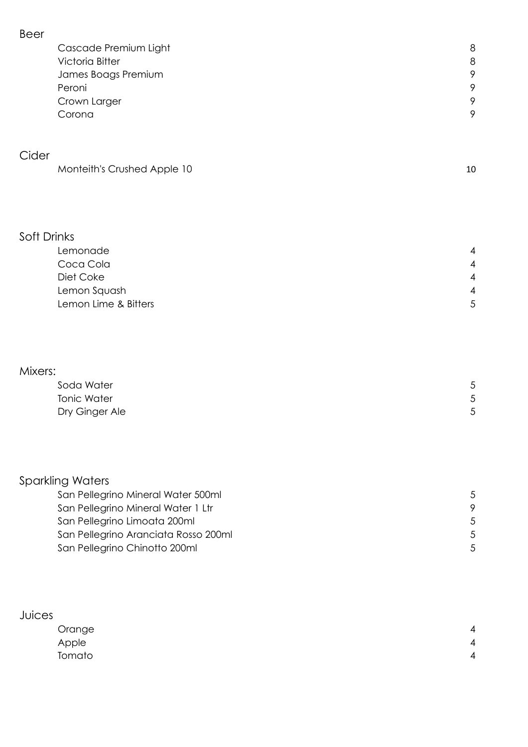## Beer

| | |
|---|---|
| Cascade Premium Light | 8 |
| Victoria Bitter | 8 |
| James Boags Premium | 9 |
| Peroni | 9 |
| Crown Larger | 9 |
| Corona | 9 |

## Cider

| | |
|---|---|
| Monteith's Crushed Apple 10 | 10 |

## Soft Drinks

| | |
|---|---|
| Lemonade | 4 |
| Coca Cola | 4 |
| Diet Coke | 4 |
| Lemon Squash | 4 |
| Lemon Lime & Bitters | 5 |

## Mixers:

| | |
|---|---|
| Soda Water | 5 |
| Tonic Water | 5 |
| Dry Ginger Ale | 5 |

## Sparkling Waters

| | |
|---|---|
| San Pellegrino Mineral Water 500ml | 5 |
| San Pellegrino Mineral Water 1 Ltr | 9 |
| San Pellegrino Limoata 200ml | 5 |
| San Pellegrino Aranciata Rosso 200ml | 5 |
| San Pellegrino Chinotto 200ml | 5 |

## Juices

| | |
|---|---|
| Orange | 4 |
| Apple | 4 |
| Tomato | 4 |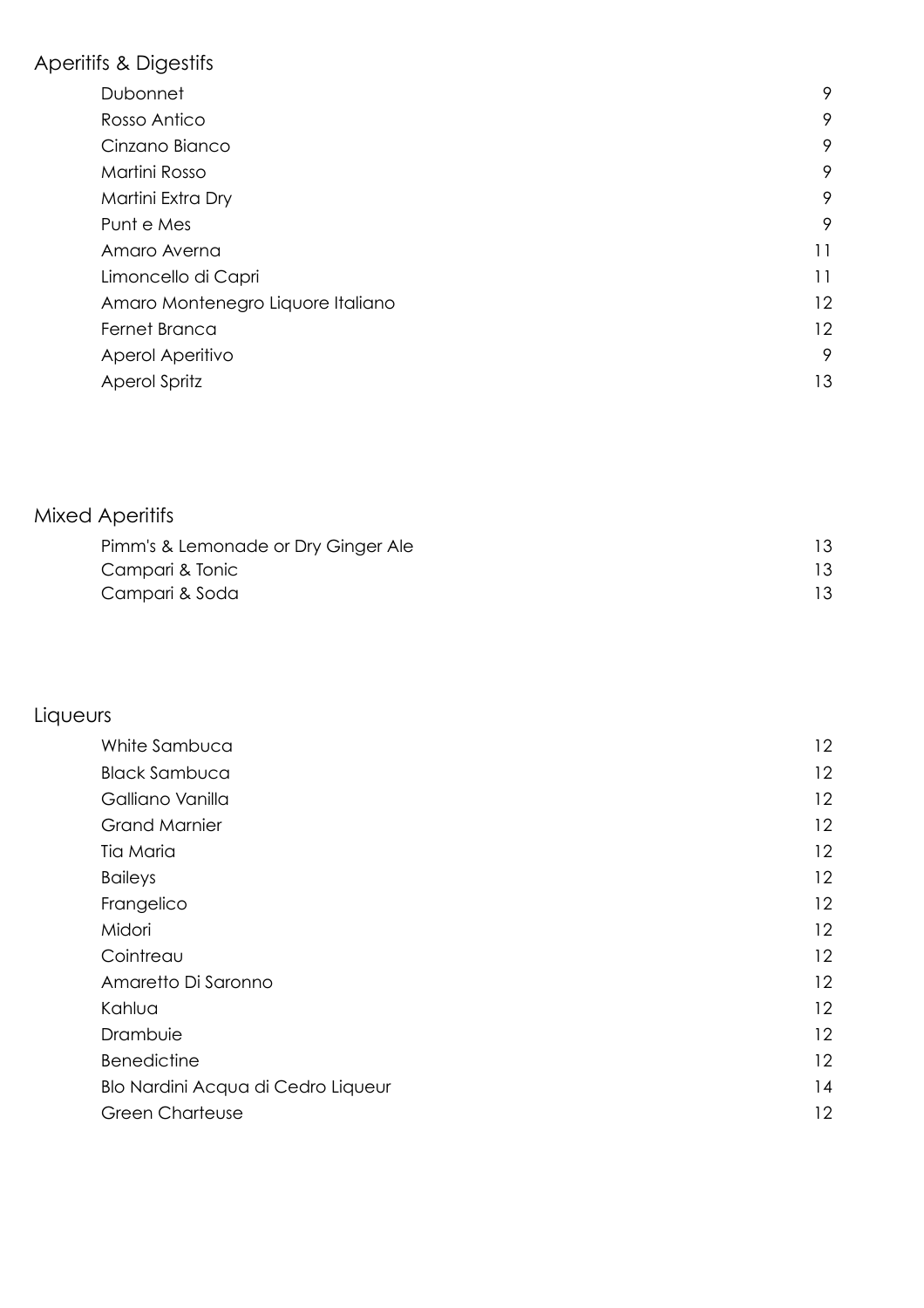## Aperitifs & Digestifs

| Item | Price |
| --- | --- |
| Dubonnet | 9 |
| Rosso Antico | 9 |
| Cinzano Bianco | 9 |
| Martini Rosso | 9 |
| Martini Extra Dry | 9 |
| Punt e Mes | 9 |
| Amaro Averna | 11 |
| Limoncello di Capri | 11 |
| Amaro Montenegro Liquore Italiano | 12 |
| Fernet Branca | 12 |
| Aperol Aperitivo | 9 |
| Aperol Spritz | 13 |

## Mixed Aperitifs

| Item | Price |
| --- | --- |
| Pimm's & Lemonade or Dry Ginger Ale | 13 |
| Campari & Tonic | 13 |
| Campari & Soda | 13 |

## Liqueurs

| Item | Price |
| --- | --- |
| White Sambuca | 12 |
| Black Sambuca | 12 |
| Galliano Vanilla | 12 |
| Grand Marnier | 12 |
| Tia Maria | 12 |
| Baileys | 12 |
| Frangelico | 12 |
| Midori | 12 |
| Cointreau | 12 |
| Amaretto Di Saronno | 12 |
| Kahlua | 12 |
| Drambuie | 12 |
| Benedictine | 12 |
| Blo Nardini Acqua di Cedro Liqueur | 14 |
| Green Charteuse | 12 |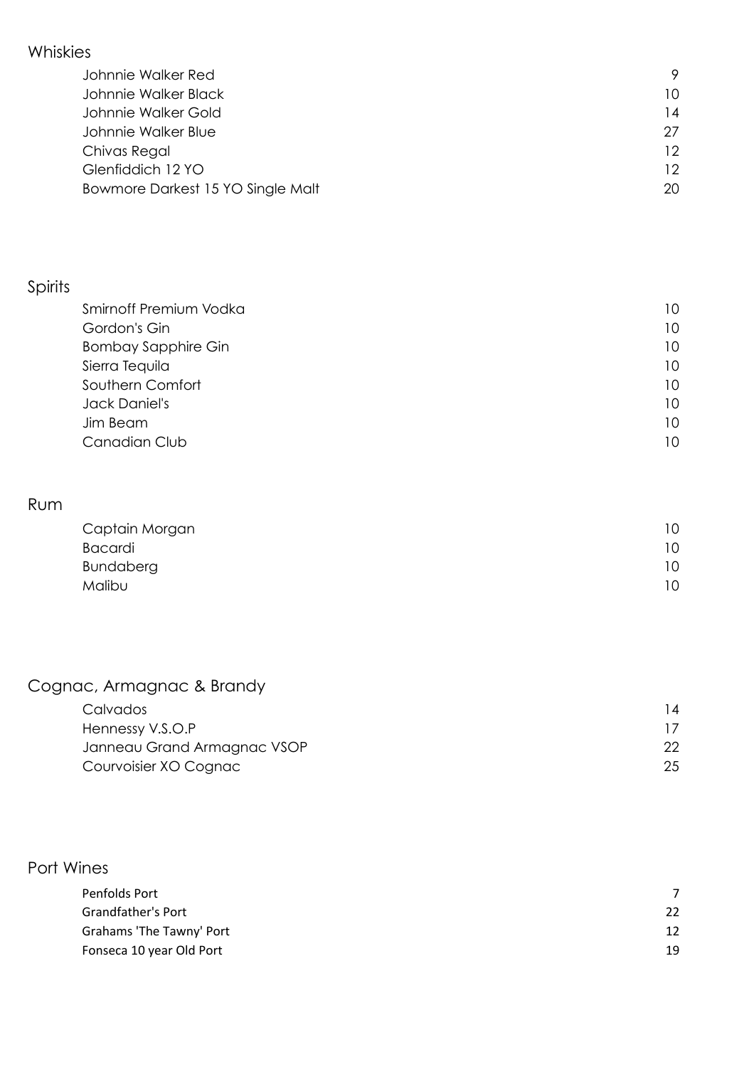## Whiskies

| | |
|---|---|
| Johnnie Walker Red | 9 |
| Johnnie Walker Black | 10 |
| Johnnie Walker Gold | 14 |
| Johnnie Walker Blue | 27 |
| Chivas Regal | 12 |
| Glenfiddich 12 YO | 12 |
| Bowmore Darkest 15 YO Single Malt | 20 |

## Spirits

| | |
|---|---|
| Smirnoff Premium Vodka | 10 |
| Gordon's Gin | 10 |
| Bombay Sapphire Gin | 10 |
| Sierra Tequila | 10 |
| Southern Comfort | 10 |
| Jack Daniel's | 10 |
| Jim Beam | 10 |
| Canadian Club | 10 |

## Rum

| | |
|---|---|
| Captain Morgan | 10 |
| Bacardi | 10 |
| Bundaberg | 10 |
| Malibu | 10 |

## Cognac, Armagnac & Brandy

| | |
|---|---|
| Calvados | 14 |
| Hennessy V.S.O.P | 17 |
| Janneau Grand Armagnac VSOP | 22 |
| Courvoisier XO Cognac | 25 |

## Port Wines

| | |
|---|---|
| Penfolds Port | 7 |
| Grandfather's Port | 22 |
| Grahams 'The Tawny' Port | 12 |
| Fonseca 10 year Old Port | 19 |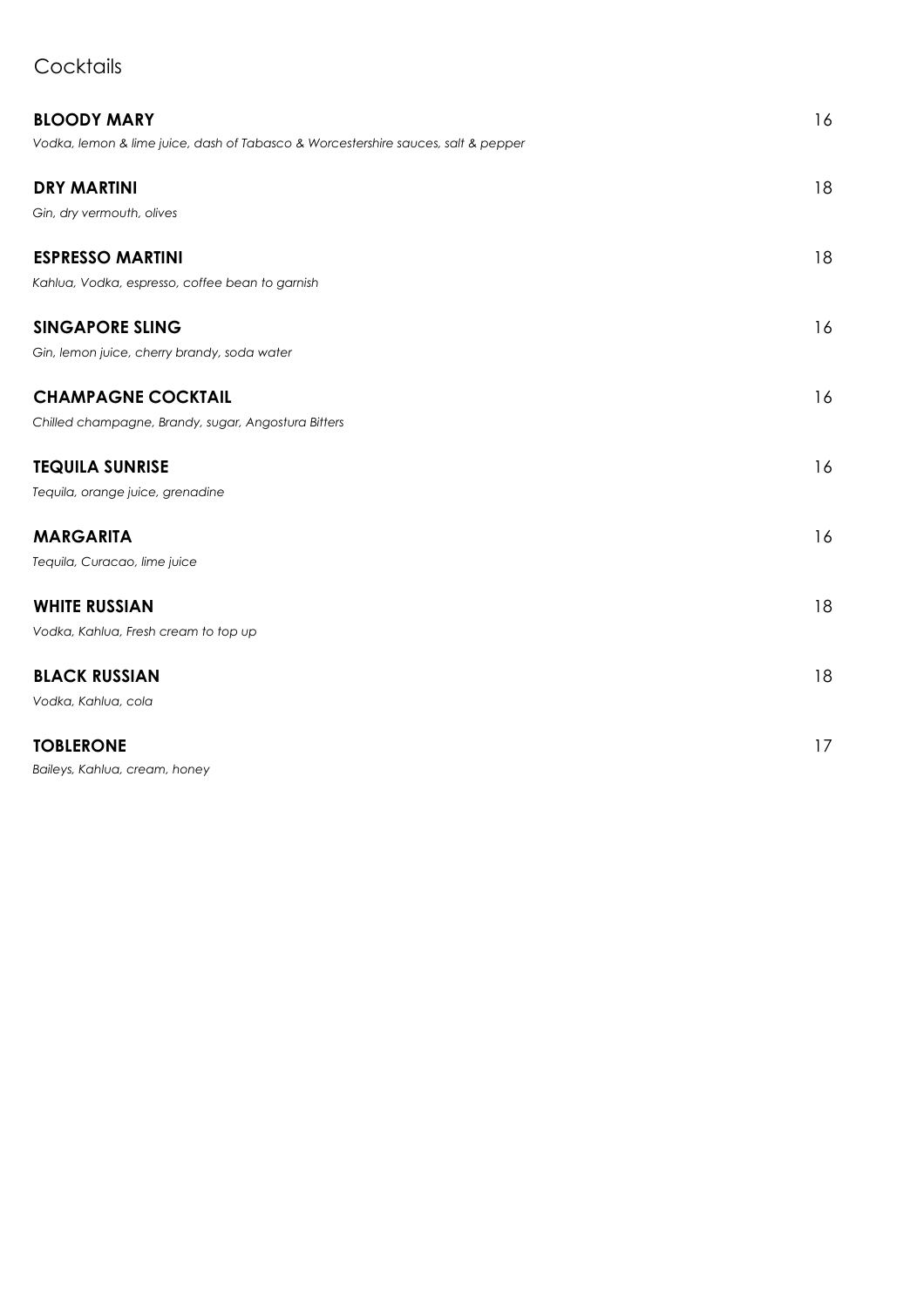# Cocktails

**BLOODY MARY** 16

*Vodka, lemon & lime juice, dash of Tabasco & Worcestershire sauces, salt & pepper*

**DRY MARTINI** 18

*Gin, dry vermouth, olives*

**ESPRESSO MARTINI** 18

*Kahlua, Vodka, espresso, coffee bean to garnish*

**SINGAPORE SLING** 16

*Gin, lemon juice, cherry brandy, soda water*

**CHAMPAGNE COCKTAIL** 16

*Chilled champagne, Brandy, sugar, Angostura Bitters*

**TEQUILA SUNRISE** 16

*Tequila, orange juice, grenadine*

**MARGARITA** 16

*Tequila, Curacao, lime juice*

**WHITE RUSSIAN** 18

*Vodka, Kahlua, Fresh cream to top up*

**BLACK RUSSIAN** 18

*Vodka, Kahlua, cola*

**TOBLERONE** 17

*Baileys, Kahlua, cream, honey*